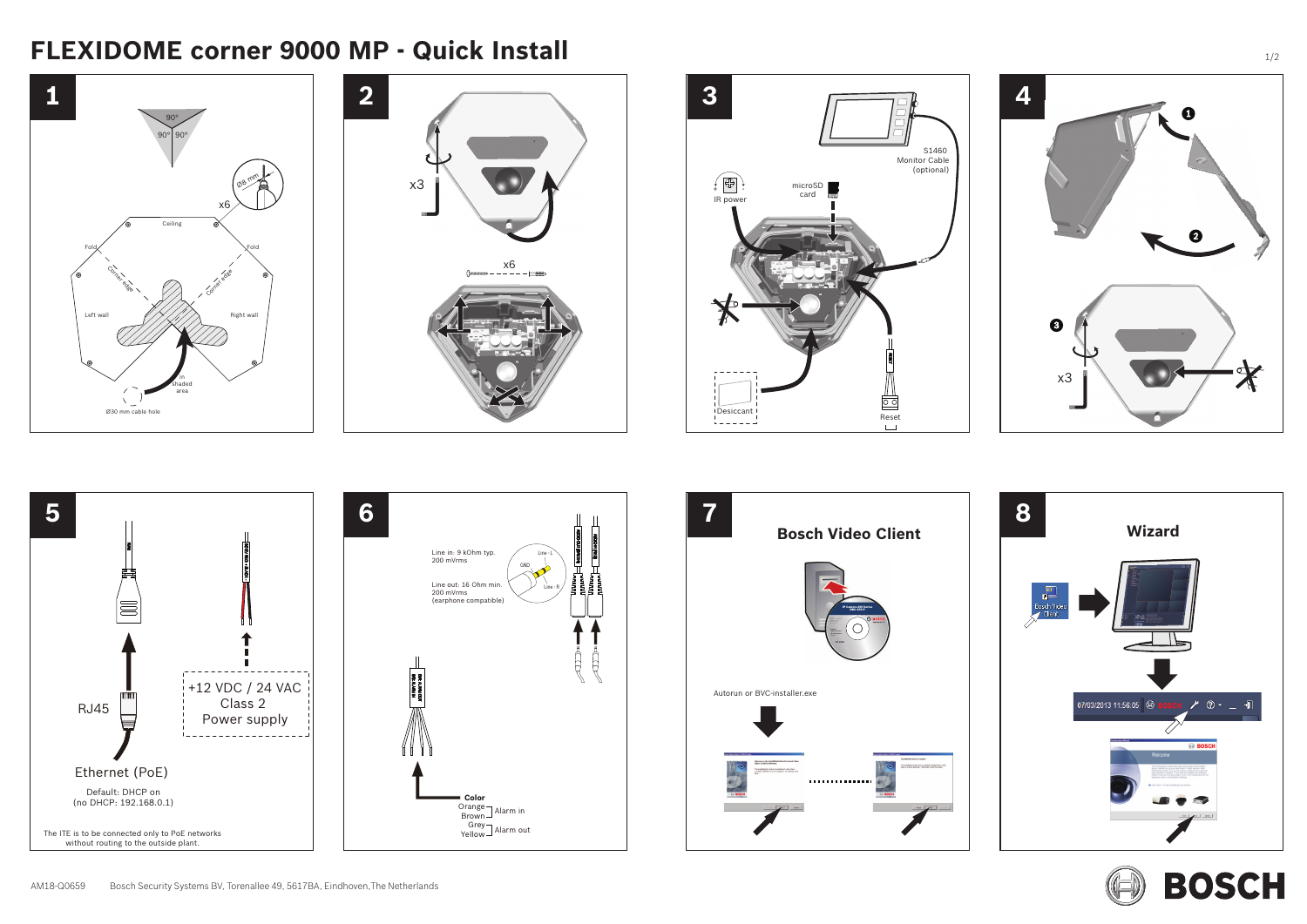# FLEXIDOME corner 9000 MP - Quick Install

## 1

90°

90° 90°

Ø8 mm

x6

Ceiling

Fold

Fold

Corner edge

Corner edge

Left wall

Right wall

in shaded area

Ø30 mm cable hole

## 2

x3

x6

## 3

S1460 Monitor Cable (optional)

microSD card

IR power

Desiccant

Reset

## 4

1

2

3

x3

## 5

RJ45

Ethernet (PoE)

Default: DHCP on
(no DHCP: 192.168.0.1)

+12 VDC / 24 VAC
Class 2
Power supply

The ITE is to be connected only to PoE networks without routing to the outside plant.

## 6

Line in: 9 kOhm typ.
200 mVrms

Line out: 16 Ohm min.
200 mVrms
(earphone compatible)

Line - L

GND

Line - R

**Color**

Orange, Brown — Alarm in

Grey, Yellow — Alarm out

## 7

### Bosch Video Client

Autorun or BVC-installer.exe

## 8

### Wizard

Bosch Video Client

07/03/2013 11:56:05

Welcome

AM18-Q0659 Bosch Security Systems BV, Torenallee 49, 5617BA, Eindhoven,The Netherlands

BOSCH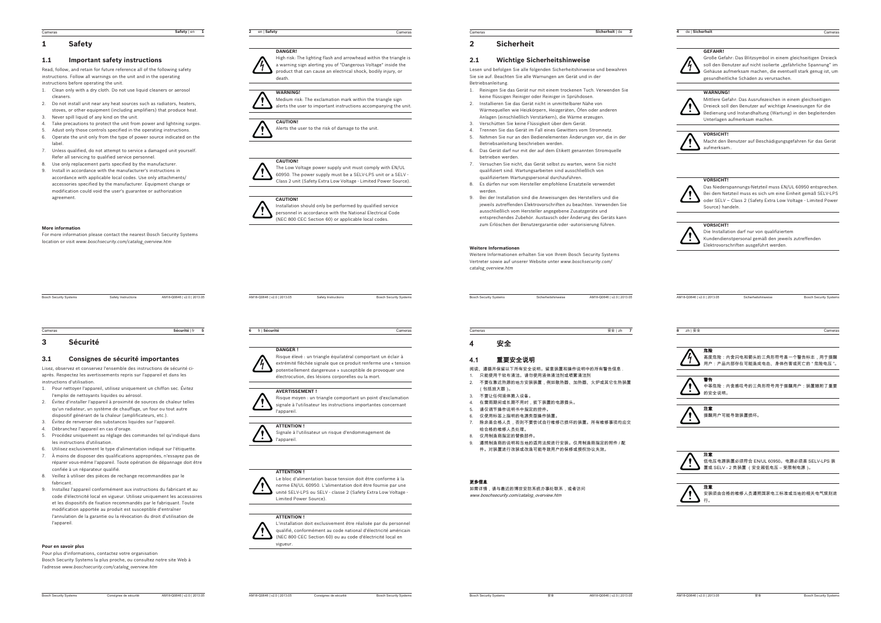# 1 Safety

## 1.1 Important safety instructions

Read, follow, and retain for future reference all of the following safety instructions. Follow all warnings on the unit and in the operating instructions before operating the unit.

1. Clean only with a dry cloth. Do not use liquid cleaners or aerosol cleaners.
2. Do not install unit near any heat sources such as radiators, heaters, stoves, or other equipment (including amplifiers) that produce heat.
3. Never spill liquid of any kind on the unit.
4. Take precautions to protect the unit from power and lightning surges.
5. Adjust only those controls specified in the operating instructions.
6. Operate the unit only from the type of power source indicated on the label.
7. Unless qualified, do not attempt to service a damaged unit yourself. Refer all servicing to qualified service personnel.
8. Use only replacement parts specified by the manufacturer.
9. Install in accordance with the manufacturer's instructions in accordance with applicable local codes. Use only attachments/accessories specified by the manufacturer. Equipment change or modification could void the user's guarantee or authorization agreement.

**More information**

For more information please contact the nearest Bosch Security Systems location or visit *www.boschsecurity.com/catalog_overview.htm*

**DANGER!**
High risk: The lighting flash and arrowhead within the triangle is a warning sign alerting you of "Dangerous Voltage" inside the product that can cause an electrical shock, bodily injury, or death.

**WARNING!**
Medium risk: The exclamation mark within the triangle sign alerts the user to important instructions accompanying the unit.

**CAUTION!**
Alerts the user to the risk of damage to the unit.

**CAUTION!**
The Low Voltage power supply unit must comply with EN/UL 60950. The power supply must be a SELV-LPS unit or a SELV - Class 2 unit (Safety Extra Low Voltage - Limited Power Source).

**CAUTION!**
Installation should only be performed by qualified service personnel in accordance with the National Electrical Code (NEC 800 CEC Section 60) or applicable local codes.

# 2 Sicherheit

## 2.1 Wichtige Sicherheitshinweise

Lesen und befolgen Sie alle folgenden Sicherheitshinweise und bewahren Sie sie auf. Beachten Sie alle Warnungen am Gerät und in der Betriebsanleitung.

1. Reinigen Sie das Gerät nur mit einem trockenen Tuch. Verwenden Sie keine flüssigen Reiniger oder Reiniger in Sprühdosen.
2. Installieren Sie das Gerät nicht in unmittelbarer Nähe von Wärmequellen wie Heizkörpern, Heizgeräten, Öfen oder anderen Anlagen (einschließlich Verstärkern), die Wärme erzeugen.
3. Verschütten Sie keine Flüssigkeit über dem Gerät.
4. Trennen Sie das Gerät im Fall eines Gewitters vom Stromnetz.
5. Nehmen Sie nur an den Bedienelementen Änderungen vor, die in der Betriebsanleitung beschrieben werden.
6. Das Gerät darf nur mit der auf dem Etikett genannten Stromquelle betrieben werden.
7. Versuchen Sie nicht, das Gerät selbst zu warten, wenn Sie nicht qualifiziert sind. Wartungsarbeiten sind ausschließlich von qualifiziertem Wartungspersonal durchzuführen.
8. Es dürfen nur vom Hersteller empfohlene Ersatzteile verwendet werden.
9. Bei der Installation sind die Anweisungen des Herstellers und die jeweils zutreffenden Elektrovorschriften zu beachten. Verwenden Sie ausschließlich vom Hersteller angegebene Zusatzgeräte und entsprechendes Zubehör. Austausch oder Änderung des Geräts kann zum Erlöschen der Benutzergarantie oder -autorisierung führen.

**Weitere Informationen**

Weitere Informationen erhalten Sie von Ihrem Bosch Security Systems Vertreter sowie auf unserer Website unter *www.boschsecurity.com/catalog_overview.htm*

**GEFAHR!**
Große Gefahr: Das Blitzsymbol in einem gleichseitigen Dreieck soll den Benutzer auf nicht isolierte „gefährliche Spannung" im Gehäuse aufmerksam machen, die eventuell stark genug ist, um gesundheitliche Schäden zu verursachen.

**WARNUNG!**
Mittlere Gefahr: Das Ausrufezeichen in einem gleichseitigen Dreieck soll den Benutzer auf wichtige Anweisungen für die Bedienung und Instandhaltung (Wartung) in den begleitenden Unterlagen aufmerksam machen.

**VORSICHT!**
Macht den Benutzer auf Beschädigungsgefahren für das Gerät aufmerksam..

**VORSICHT!**
Das Niederspannungs-Netzteil muss EN/UL 60950 entsprechen. Bei dem Netzteil muss es sich um eine Einheit gemäß SELV-LPS oder SELV – Class 2 (Safety Extra Low Voltage - Limited Power Source) handeln.

**VORSICHT!**
Die Installation darf nur von qualifiziertem Kundendienstpersonal gemäß den jeweils zutreffenden Elektrovorschriften ausgeführt werden.

# 3 Sécurité

## 3.1 Consignes de sécurité importantes

Lisez, observez et conservez l'ensemble des instructions de sécurité ci-après. Respectez les avertissements repris sur l'appareil et dans les instructions d'utilisation.

1. Pour nettoyer l'appareil, utilisez uniquement un chiffon sec. Évitez l'emploi de nettoyants liquides ou aérosol.
2. Évitez d'installer l'appareil à proximité de sources de chaleur telles qu'un radiateur, un système de chauffage, un four ou tout autre dispositif générant de la chaleur (amplificateurs, etc.).
3. Évitez de renverser des substances liquides sur l'appareil.
4. Débranchez l'appareil en cas d'orage.
5. Procédez uniquement au réglage des commandes tel qu'indiqué dans les instructions d'utilisation.
6. Utilisez exclusivement le type d'alimentation indiqué sur l'étiquette.
7. À moins de disposer des qualifications appropriées, n'essayez pas de réparer vous-même l'appareil. Toute opération de dépannage doit être confiée à un réparateur qualifié.
8. Veillez à utiliser des pièces de rechange recommandées par le fabricant.
9. Installez l'appareil conformément aux instructions du fabricant et au code d'électricité local en vigueur. Utilisez uniquement les accessoires et les dispositifs de fixation recommandés par le fabriquant. Toute modification apportée au produit est susceptible d'entraîner l'annulation de la garantie ou la révocation du droit d'utilisation de l'appareil.

**Pour en savoir plus**

Pour plus d'informations, contactez votre organisation Bosch Security Systems la plus proche, ou consultez notre site Web à l'adresse *www.boschsecurity.com/catalog_overview.htm*

**DANGER !**
Risque élevé : un triangle équilatéral comportant un éclair à extrémité fléchée signale que ce produit renferme une « tension potentiellement dangereuse » susceptible de provoquer une électrocution, des lésions corporelles ou la mort.

**AVERTISSEMENT !**
Risque moyen : un triangle comportant un point d'exclamation signale à l'utilisateur les instructions importantes concernant l'appareil.

**ATTENTION !**
Signale à l'utilisateur un risque d'endommagement de l'appareil.

**ATTENTION !**
Le bloc d'alimentation basse tension doit être conforme à la norme EN/UL 60950. L'alimentation doit être fournie par une unité SELV-LPS ou SELV - classe 2 (Safety Extra Low Voltage - Limited Power Source).

**ATTENTION !**
L'installation doit exclusivement être réalisée par du personnel qualifié, conformément au code national d'électricité américain (NEC 800 CEC Section 60) ou au code d'électricité local en vigueur.

# 4 安全

## 4.1 重要安全说明

阅读、遵循并保留以下所有安全说明。留意装置和操作说明中的所有警告信息 .

1. 只能使用干软布清洁。请勿使用液体清洁剂或喷雾清洁剂
2. 不要在靠近热源的地方安装装置，例如散热器、加热器、火炉或其它生热装置（包括放大器）。
3. 不要让任何液体溅入设备。
4. 在雷雨期间或长期不用时，拔下装置的电源插头。
5. 请仅调节操作说明书中指定的控件。
6. 仅使用标签上指明的电源类型操作装置。
7. 除非是合格人员，否则不要尝试自行维修已损坏的装置。所有维修事项均应交给合格的维修人员处理。
8. 仅用制造商指定的替换部件。
9. 遵照制造商的说明和当地的适用法规进行安装。仅用制造商指定的附件 / 配件。对装置进行改装或改造可能导致用户的保修或授权协议失效。

**更多信息**

如需详情，请与最近的博世安防系统办事处联系，或者访问 *www.boschsecurity.com/catalog_overview.htm*

**危险**
高度危险：内含闪电和箭头的三角形符号是一个警告标志，用于提醒用户：产品内部存在可能造成电击、身体伤害或死亡的 " 危险电压 "。

**警告**
中等危险：内含感叹号的三角形符号用于提醒用户：装置随附了重要的安全说明。

**注意**
提醒用户可能导致装置损坏。

**注意**
低电压电源装置必须符合 EN/UL 60950。电源必须是 SELV-LPS 装置或 SELV - 2 类装置（安全超低电压 – 受限制电源）。

**注意**
安装须由合格的维修人员遵照国家电工标准或当地的相关电气规则进行。